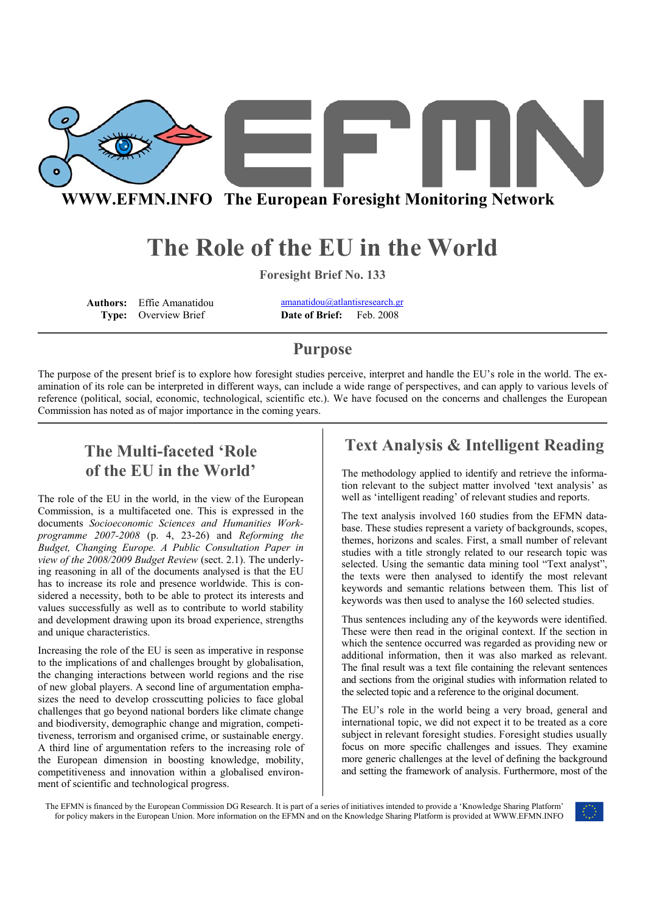WWW.EFMN.INFO The European Foresight Monitoring Network

# The Role of the EU in the World

**Foresight Brief No. 133**

**Authors:** Effie Amanatidou amanatidou@atlantisresearch.gr
**Type:** Overview Brief **Date of Brief:** Feb. 2008

## Purpose

The purpose of the present brief is to explore how foresight studies perceive, interpret and handle the EU's role in the world. The examination of its role can be interpreted in different ways, can include a wide range of perspectives, and can apply to various levels of reference (political, social, economic, technological, scientific etc.). We have focused on the concerns and challenges the European Commission has noted as of major importance in the coming years.

## The Multi-faceted 'Role of the EU in the World'

The role of the EU in the world, in the view of the European Commission, is a multifaceted one. This is expressed in the documents *Socioeconomic Sciences and Humanities Workprogramme 2007-2008* (p. 4, 23-26) and *Reforming the Budget, Changing Europe. A Public Consultation Paper in view of the 2008/2009 Budget Review* (sect. 2.1). The underlying reasoning in all of the documents analysed is that the EU has to increase its role and presence worldwide. This is considered a necessity, both to be able to protect its interests and values successfully as well as to contribute to world stability and development drawing upon its broad experience, strengths and unique characteristics.

Increasing the role of the EU is seen as imperative in response to the implications of and challenges brought by globalisation, the changing interactions between world regions and the rise of new global players. A second line of argumentation emphasizes the need to develop crosscutting policies to face global challenges that go beyond national borders like climate change and biodiversity, demographic change and migration, competitiveness, terrorism and organised crime, or sustainable energy. A third line of argumentation refers to the increasing role of the European dimension in boosting knowledge, mobility, competitiveness and innovation within a globalised environment of scientific and technological progress.

## Text Analysis & Intelligent Reading

The methodology applied to identify and retrieve the information relevant to the subject matter involved 'text analysis' as well as 'intelligent reading' of relevant studies and reports.

The text analysis involved 160 studies from the EFMN database. These studies represent a variety of backgrounds, scopes, themes, horizons and scales. First, a small number of relevant studies with a title strongly related to our research topic was selected. Using the semantic data mining tool "Text analyst", the texts were then analysed to identify the most relevant keywords and semantic relations between them. This list of keywords was then used to analyse the 160 selected studies.

Thus sentences including any of the keywords were identified. These were then read in the original context. If the section in which the sentence occurred was regarded as providing new or additional information, then it was also marked as relevant. The final result was a text file containing the relevant sentences and sections from the original studies with information related to the selected topic and a reference to the original document.

The EU's role in the world being a very broad, general and international topic, we did not expect it to be treated as a core subject in relevant foresight studies. Foresight studies usually focus on more specific challenges and issues. They examine more generic challenges at the level of defining the background and setting the framework of analysis. Furthermore, most of the

The EFMN is financed by the European Commission DG Research. It is part of a series of initiatives intended to provide a 'Knowledge Sharing Platform' for policy makers in the European Union. More information on the EFMN and on the Knowledge Sharing Platform is provided at WWW.EFMN.INFO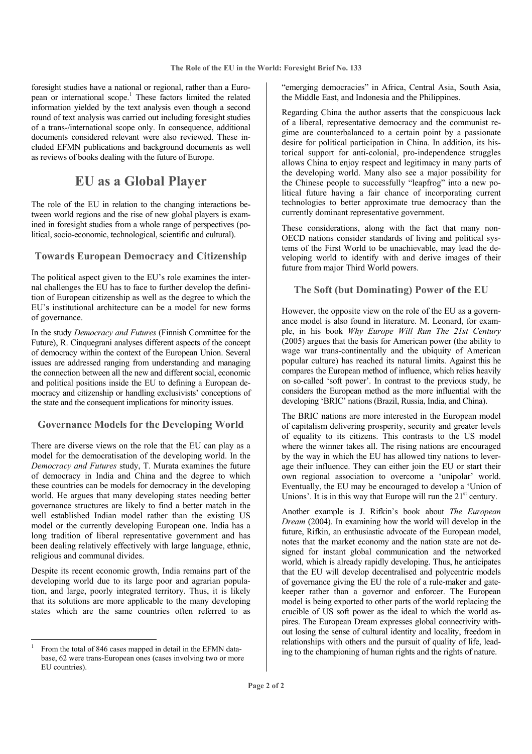foresight studies have a national or regional, rather than a European or international scope.[1] These factors limited the related information yielded by the text analysis even though a second round of text analysis was carried out including foresight studies of a trans-/international scope only. In consequence, additional documents considered relevant were also reviewed. These included EFMN publications and background documents as well as reviews of books dealing with the future of Europe.

# EU as a Global Player

The role of the EU in relation to the changing interactions between world regions and the rise of new global players is examined in foresight studies from a whole range of perspectives (political, socio-economic, technological, scientific and cultural).

## Towards European Democracy and Citizenship

The political aspect given to the EU's role examines the internal challenges the EU has to face to further develop the definition of European citizenship as well as the degree to which the EU's institutional architecture can be a model for new forms of governance.

In the study *Democracy and Futures* (Finnish Committee for the Future), R. Cinquegrani analyses different aspects of the concept of democracy within the context of the European Union. Several issues are addressed ranging from understanding and managing the connection between all the new and different social, economic and political positions inside the EU to defining a European democracy and citizenship or handling exclusivists' conceptions of the state and the consequent implications for minority issues.

## Governance Models for the Developing World

There are diverse views on the role that the EU can play as a model for the democratisation of the developing world. In the *Democracy and Futures* study, T. Murata examines the future of democracy in India and China and the degree to which these countries can be models for democracy in the developing world. He argues that many developing states needing better governance structures are likely to find a better match in the well established Indian model rather than the existing US model or the currently developing European one. India has a long tradition of liberal representative government and has been dealing relatively effectively with large language, ethnic, religious and communal divides.

Despite its recent economic growth, India remains part of the developing world due to its large poor and agrarian population, and large, poorly integrated territory. Thus, it is likely that its solutions are more applicable to the many developing states which are the same countries often referred to as "emerging democracies" in Africa, Central Asia, South Asia, the Middle East, and Indonesia and the Philippines.

Regarding China the author asserts that the conspicuous lack of a liberal, representative democracy and the communist regime are counterbalanced to a certain point by a passionate desire for political participation in China. In addition, its historical support for anti-colonial, pro-independence struggles allows China to enjoy respect and legitimacy in many parts of the developing world. Many also see a major possibility for the Chinese people to successfully "leapfrog" into a new political future having a fair chance of incorporating current technologies to better approximate true democracy than the currently dominant representative government.

These considerations, along with the fact that many non-OECD nations consider standards of living and political systems of the First World to be unachievable, may lead the developing world to identify with and derive images of their future from major Third World powers.

## The Soft (but Dominating) Power of the EU

However, the opposite view on the role of the EU as a governance model is also found in literature. M. Leonard, for example, in his book *Why Europe Will Run The 21st Century* (2005) argues that the basis for American power (the ability to wage war trans-continentally and the ubiquity of American popular culture) has reached its natural limits. Against this he compares the European method of influence, which relies heavily on so-called 'soft power'. In contrast to the previous study, he considers the European method as the more influential with the developing 'BRIC' nations (Brazil, Russia, India, and China).

The BRIC nations are more interested in the European model of capitalism delivering prosperity, security and greater levels of equality to its citizens. This contrasts to the US model where the winner takes all. The rising nations are encouraged by the way in which the EU has allowed tiny nations to leverage their influence. They can either join the EU or start their own regional association to overcome a 'unipolar' world. Eventually, the EU may be encouraged to develop a 'Union of Unions'. It is in this way that Europe will run the 21st century.

Another example is J. Rifkin's book about *The European Dream* (2004). In examining how the world will develop in the future, Rifkin, an enthusiastic advocate of the European model, notes that the market economy and the nation state are not designed for instant global communication and the networked world, which is already rapidly developing. Thus, he anticipates that the EU will develop decentralised and polycentric models of governance giving the EU the role of a rule-maker and gatekeeper rather than a governor and enforcer. The European model is being exported to other parts of the world replacing the crucible of US soft power as the ideal to which the world aspires. The European Dream expresses global connectivity without losing the sense of cultural identity and locality, freedom in relationships with others and the pursuit of quality of life, leading to the championing of human rights and the rights of nature.

[1] From the total of 846 cases mapped in detail in the EFMN database, 62 were trans-European ones (cases involving two or more EU countries).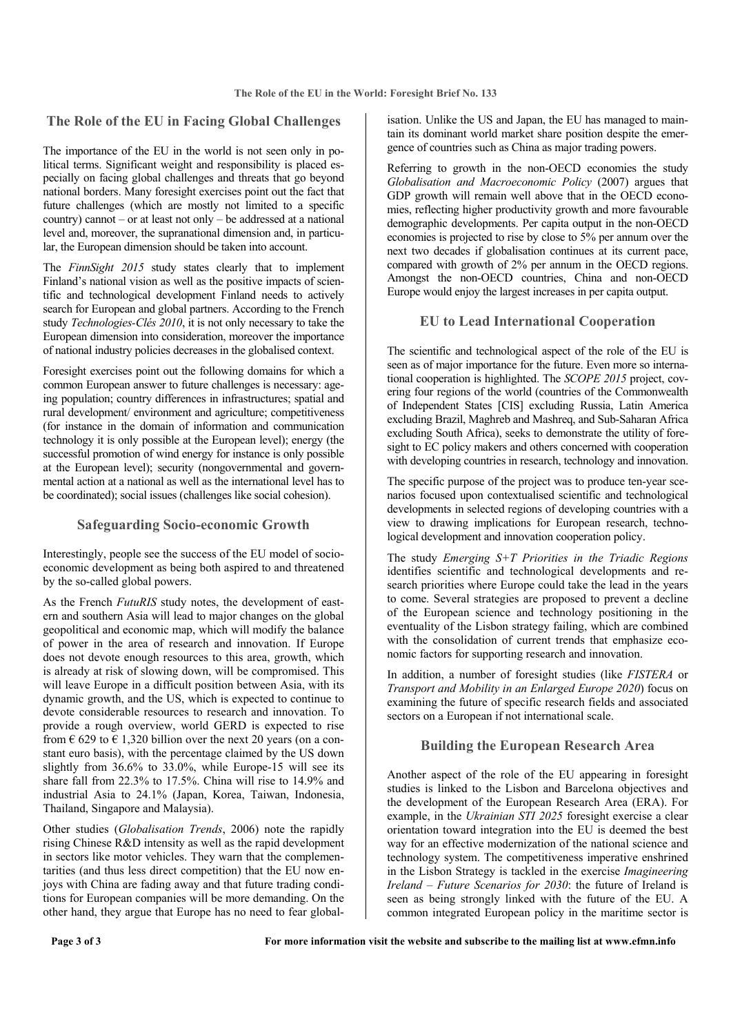## The Role of the EU in Facing Global Challenges

The importance of the EU in the world is not seen only in political terms. Significant weight and responsibility is placed especially on facing global challenges and threats that go beyond national borders. Many foresight exercises point out the fact that future challenges (which are mostly not limited to a specific country) cannot – or at least not only – be addressed at a national level and, moreover, the supranational dimension and, in particular, the European dimension should be taken into account.

The *FinnSight 2015* study states clearly that to implement Finland's national vision as well as the positive impacts of scientific and technological development Finland needs to actively search for European and global partners. According to the French study *Technologies-Clés 2010*, it is not only necessary to take the European dimension into consideration, moreover the importance of national industry policies decreases in the globalised context.

Foresight exercises point out the following domains for which a common European answer to future challenges is necessary: ageing population; country differences in infrastructures; spatial and rural development/ environment and agriculture; competitiveness (for instance in the domain of information and communication technology it is only possible at the European level); energy (the successful promotion of wind energy for instance is only possible at the European level); security (nongovernmental and governmental action at a national as well as the international level has to be coordinated); social issues (challenges like social cohesion).

## Safeguarding Socio-economic Growth

Interestingly, people see the success of the EU model of socio-economic development as being both aspired to and threatened by the so-called global powers.

As the French *FutuRIS* study notes, the development of eastern and southern Asia will lead to major changes on the global geopolitical and economic map, which will modify the balance of power in the area of research and innovation. If Europe does not devote enough resources to this area, growth, which is already at risk of slowing down, will be compromised. This will leave Europe in a difficult position between Asia, with its dynamic growth, and the US, which is expected to continue to devote considerable resources to research and innovation. To provide a rough overview, world GERD is expected to rise from € 629 to € 1,320 billion over the next 20 years (on a constant euro basis), with the percentage claimed by the US down slightly from 36.6% to 33.0%, while Europe-15 will see its share fall from 22.3% to 17.5%. China will rise to 14.9% and industrial Asia to 24.1% (Japan, Korea, Taiwan, Indonesia, Thailand, Singapore and Malaysia).

Other studies (*Globalisation Trends*, 2006) note the rapidly rising Chinese R&D intensity as well as the rapid development in sectors like motor vehicles. They warn that the complementarities (and thus less direct competition) that the EU now enjoys with China are fading away and that future trading conditions for European companies will be more demanding. On the other hand, they argue that Europe has no need to fear globalisation. Unlike the US and Japan, the EU has managed to maintain its dominant world market share position despite the emergence of countries such as China as major trading powers.

Referring to growth in the non-OECD economies the study *Globalisation and Macroeconomic Policy* (2007) argues that GDP growth will remain well above that in the OECD economies, reflecting higher productivity growth and more favourable demographic developments. Per capita output in the non-OECD economies is projected to rise by close to 5% per annum over the next two decades if globalisation continues at its current pace, compared with growth of 2% per annum in the OECD regions. Amongst the non-OECD countries, China and non-OECD Europe would enjoy the largest increases in per capita output.

## EU to Lead International Cooperation

The scientific and technological aspect of the role of the EU is seen as of major importance for the future. Even more so international cooperation is highlighted. The *SCOPE 2015* project, covering four regions of the world (countries of the Commonwealth of Independent States [CIS] excluding Russia, Latin America excluding Brazil, Maghreb and Mashreq, and Sub-Saharan Africa excluding South Africa), seeks to demonstrate the utility of foresight to EC policy makers and others concerned with cooperation with developing countries in research, technology and innovation.

The specific purpose of the project was to produce ten-year scenarios focused upon contextualised scientific and technological developments in selected regions of developing countries with a view to drawing implications for European research, technological development and innovation cooperation policy.

The study *Emerging S+T Priorities in the Triadic Regions* identifies scientific and technological developments and research priorities where Europe could take the lead in the years to come. Several strategies are proposed to prevent a decline of the European science and technology positioning in the eventuality of the Lisbon strategy failing, which are combined with the consolidation of current trends that emphasize economic factors for supporting research and innovation.

In addition, a number of foresight studies (like *FISTERA* or *Transport and Mobility in an Enlarged Europe 2020*) focus on examining the future of specific research fields and associated sectors on a European if not international scale.

## Building the European Research Area

Another aspect of the role of the EU appearing in foresight studies is linked to the Lisbon and Barcelona objectives and the development of the European Research Area (ERA). For example, in the *Ukrainian STI 2025* foresight exercise a clear orientation toward integration into the EU is deemed the best way for an effective modernization of the national science and technology system. The competitiveness imperative enshrined in the Lisbon Strategy is tackled in the exercise *Imagineering Ireland – Future Scenarios for 2030*: the future of Ireland is seen as being strongly linked with the future of the EU. A common integrated European policy in the maritime sector is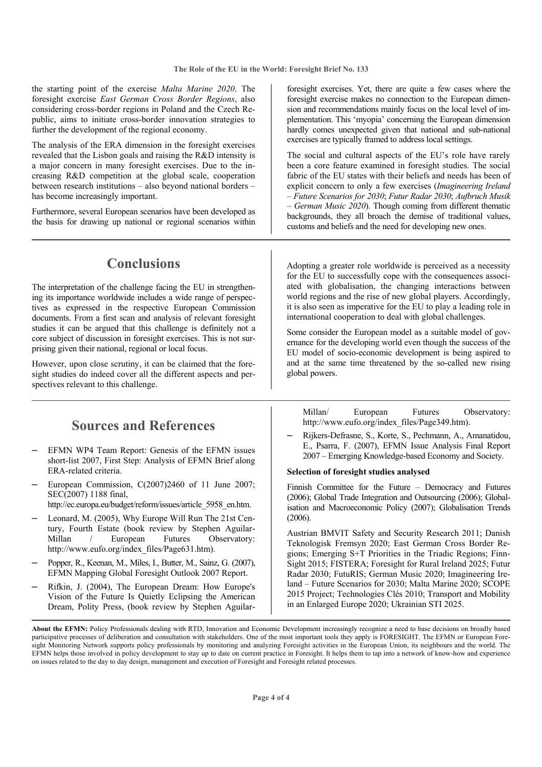the starting point of the exercise *Malta Marine 2020*. The foresight exercise *East German Cross Border Regions*, also considering cross-border regions in Poland and the Czech Republic, aims to initiate cross-border innovation strategies to further the development of the regional economy.

The analysis of the ERA dimension in the foresight exercises revealed that the Lisbon goals and raising the R&D intensity is a major concern in many foresight exercises. Due to the increasing R&D competition at the global scale, cooperation between research institutions – also beyond national borders – has become increasingly important.

Furthermore, several European scenarios have been developed as the basis for drawing up national or regional scenarios within foresight exercises. Yet, there are quite a few cases where the foresight exercise makes no connection to the European dimension and recommendations mainly focus on the local level of implementation. This 'myopia' concerning the European dimension hardly comes unexpected given that national and sub-national exercises are typically framed to address local settings.

The social and cultural aspects of the EU's role have rarely been a core feature examined in foresight studies. The social fabric of the EU states with their beliefs and needs has been of explicit concern to only a few exercises (*Imagineering Ireland – Future Scenarios for 2030*; *Futur Radar 2030*; *Aufbruch Musik – German Music 2020*). Though coming from different thematic backgrounds, they all broach the demise of traditional values, customs and beliefs and the need for developing new ones.

## Conclusions

The interpretation of the challenge facing the EU in strengthening its importance worldwide includes a wide range of perspectives as expressed in the respective European Commission documents. From a first scan and analysis of relevant foresight studies it can be argued that this challenge is definitely not a core subject of discussion in foresight exercises. This is not surprising given their national, regional or local focus.

However, upon close scrutiny, it can be claimed that the foresight studies do indeed cover all the different aspects and perspectives relevant to this challenge.

Adopting a greater role worldwide is perceived as a necessity for the EU to successfully cope with the consequences associated with globalisation, the changing interactions between world regions and the rise of new global players. Accordingly, it is also seen as imperative for the EU to play a leading role in international cooperation to deal with global challenges.

Some consider the European model as a suitable model of governance for the developing world even though the success of the EU model of socio-economic development is being aspired to and at the same time threatened by the so-called new rising global powers.

## Sources and References

- EFMN WP4 Team Report: Genesis of the EFMN issues short-list 2007, First Step: Analysis of EFMN Brief along ERA-related criteria.
- European Commission, C(2007)2460 of 11 June 2007; SEC(2007) 1188 final, http://ec.europa.eu/budget/reform/issues/article_5958_en.htm.
- Leonard, M. (2005), Why Europe Will Run The 21st Century, Fourth Estate (book review by Stephen Aguilar-Millan / European Futures Observatory: http://www.eufo.org/index_files/Page631.htm).
- Popper, R., Keenan, M., Miles, I., Butter, M., Sainz, G. (2007), EFMN Mapping Global Foresight Outlook 2007 Report.
- Rifkin, J. (2004), The European Dream: How Europe's Vision of the Future Is Quietly Eclipsing the American Dream, Polity Press, (book review by Stephen Aguilar-Millan/ European Futures Observatory: http://www.eufo.org/index_files/Page349.htm).
- Rijkers-Defrasne, S., Korte, S., Pechmann, A., Amanatidou, E., Psarra, F. (2007), EFMN Issue Analysis Final Report 2007 – Emerging Knowledge-based Economy and Society.

**Selection of foresight studies analysed**

Finnish Committee for the Future – Democracy and Futures (2006); Global Trade Integration and Outsourcing (2006); Globalisation and Macroeconomic Policy (2007); Globalisation Trends (2006).

Austrian BMVIT Safety and Security Research 2011; Danish Teknologisk Fremsyn 2020; East German Cross Border Regions; Emerging S+T Priorities in the Triadic Regions; FinnSight 2015; FISTERA; Foresight for Rural Ireland 2025; Futur Radar 2030; FutuRIS; German Music 2020; Imagineering Ireland – Future Scenarios for 2030; Malta Marine 2020; SCOPE 2015 Project; Technologies Clés 2010; Transport and Mobility in an Enlarged Europe 2020; Ukrainian STI 2025.

**About the EFMN:** Policy Professionals dealing with RTD, Innovation and Economic Development increasingly recognize a need to base decisions on broadly based participative processes of deliberation and consultation with stakeholders. One of the most important tools they apply is FORESIGHT. The EFMN or European Foresight Monitoring Network supports policy professionals by monitoring and analyzing Foresight activities in the European Union, its neighbours and the world. The EFMN helps those involved in policy development to stay up to date on current practice in Foresight. It helps them to tap into a network of know-how and experience on issues related to the day to day design, management and execution of Foresight and Foresight related processes.